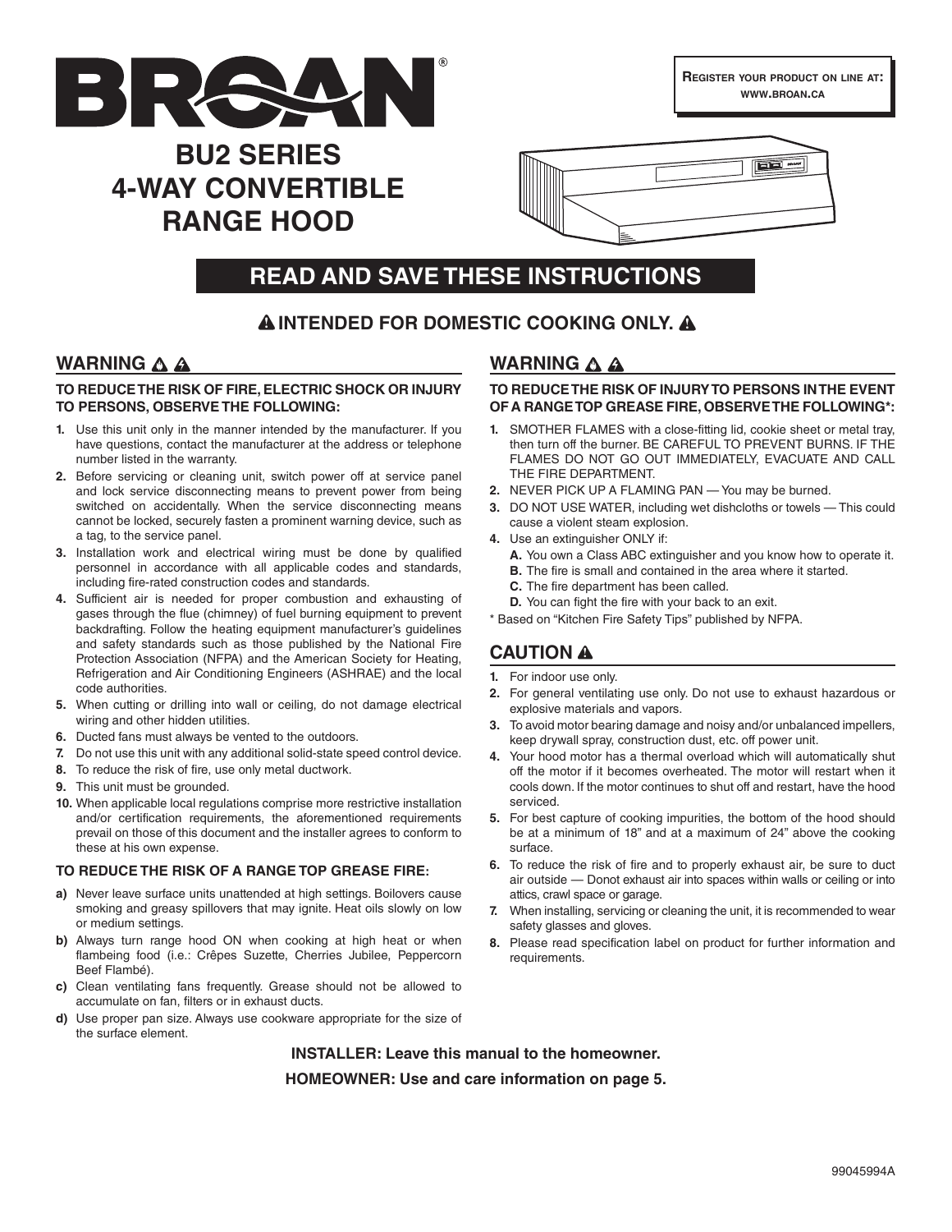BROAN®

**Register your product on line at: www.broan.ca**

# BU2 SERIES 4-WAY CONVERTIBLE RANGE HOOD

## READ AND SAVE THESE INSTRUCTIONS

### ⚠ INTENDED FOR DOMESTIC COOKING ONLY. ⚠

## WARNING

**TO REDUCE THE RISK OF FIRE, ELECTRIC SHOCK OR INJURY TO PERSONS, OBSERVE THE FOLLOWING:**

1. Use this unit only in the manner intended by the manufacturer. If you have questions, contact the manufacturer at the address or telephone number listed in the warranty.
2. Before servicing or cleaning unit, switch power off at service panel and lock service disconnecting means to prevent power from being switched on accidentally. When the service disconnecting means cannot be locked, securely fasten a prominent warning device, such as a tag, to the service panel.
3. Installation work and electrical wiring must be done by qualified personnel in accordance with all applicable codes and standards, including fire-rated construction codes and standards.
4. Sufficient air is needed for proper combustion and exhausting of gases through the flue (chimney) of fuel burning equipment to prevent backdrafting. Follow the heating equipment manufacturer's guidelines and safety standards such as those published by the National Fire Protection Association (NFPA) and the American Society for Heating, Refrigeration and Air Conditioning Engineers (ASHRAE) and the local code authorities.
5. When cutting or drilling into wall or ceiling, do not damage electrical wiring and other hidden utilities.
6. Ducted fans must always be vented to the outdoors.
7. Do not use this unit with any additional solid-state speed control device.
8. To reduce the risk of fire, use only metal ductwork.
9. This unit must be grounded.
10. When applicable local regulations comprise more restrictive installation and/or certification requirements, the aforementioned requirements prevail on those of this document and the installer agrees to conform to these at his own expense.

**TO REDUCE THE RISK OF A RANGE TOP GREASE FIRE:**

a) Never leave surface units unattended at high settings. Boilovers cause smoking and greasy spillovers that may ignite. Heat oils slowly on low or medium settings.
b) Always turn range hood ON when cooking at high heat or when flambeing food (i.e.: Crêpes Suzette, Cherries Jubilee, Peppercorn Beef Flambé).
c) Clean ventilating fans frequently. Grease should not be allowed to accumulate on fan, filters or in exhaust ducts.
d) Use proper pan size. Always use cookware appropriate for the size of the surface element.

## WARNING

**TO REDUCE THE RISK OF INJURY TO PERSONS IN THE EVENT OF A RANGE TOP GREASE FIRE, OBSERVE THE FOLLOWING*:**

1. SMOTHER FLAMES with a close-fitting lid, cookie sheet or metal tray, then turn off the burner. BE CAREFUL TO PREVENT BURNS. IF THE FLAMES DO NOT GO OUT IMMEDIATELY, EVACUATE AND CALL THE FIRE DEPARTMENT.
2. NEVER PICK UP A FLAMING PAN — You may be burned.
3. DO NOT USE WATER, including wet dishcloths or towels — This could cause a violent steam explosion.
4. Use an extinguisher ONLY if:
   - **A.** You own a Class ABC extinguisher and you know how to operate it.
   - **B.** The fire is small and contained in the area where it started.
   - **C.** The fire department has been called.
   - **D.** You can fight the fire with your back to an exit.

* Based on "Kitchen Fire Safety Tips" published by NFPA.

## CAUTION

1. For indoor use only.
2. For general ventilating use only. Do not use to exhaust hazardous or explosive materials and vapors.
3. To avoid motor bearing damage and noisy and/or unbalanced impellers, keep drywall spray, construction dust, etc. off power unit.
4. Your hood motor has a thermal overload which will automatically shut off the motor if it becomes overheated. The motor will restart when it cools down. If the motor continues to shut off and restart, have the hood serviced.
5. For best capture of cooking impurities, the bottom of the hood should be at a minimum of 18" and at a maximum of 24" above the cooking surface.
6. To reduce the risk of fire and to properly exhaust air, be sure to duct air outside — Donot exhaust air into spaces within walls or ceiling or into attics, crawl space or garage.
7. When installing, servicing or cleaning the unit, it is recommended to wear safety glasses and gloves.
8. Please read specification label on product for further information and requirements.

**INSTALLER: Leave this manual to the homeowner.**

**HOMEOWNER: Use and care information on page 5.**

99045994A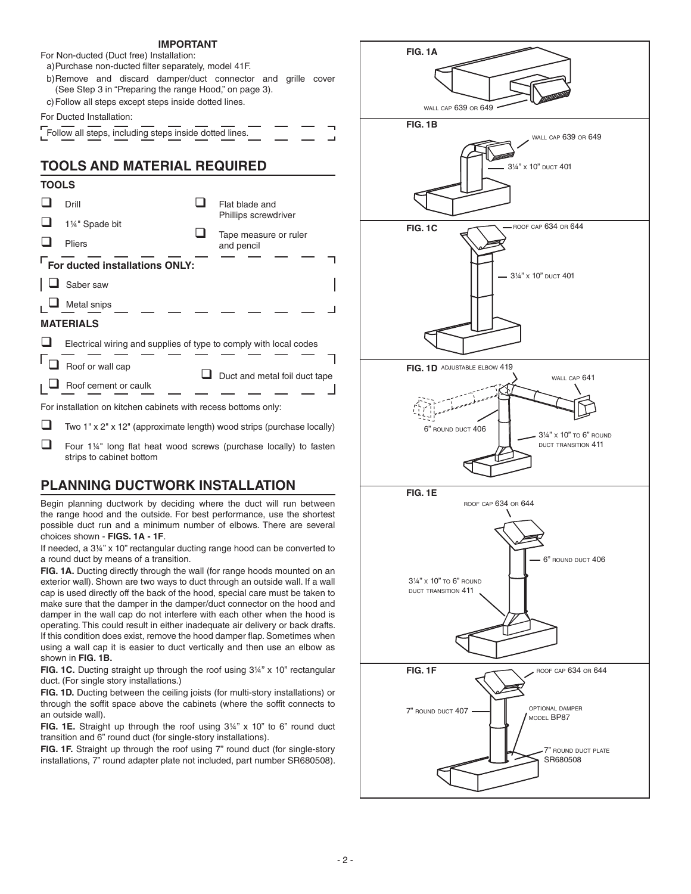**IMPORTANT**

For Non-ducted (Duct free) Installation:

a) Purchase non-ducted filter separately, model 41F.

b) Remove and discard damper/duct connector and grille cover (See Step 3 in "Preparing the range Hood," on page 3).

c) Follow all steps except steps inside dotted lines.

For Ducted Installation:

Follow all steps, including steps inside dotted lines.

## TOOLS AND MATERIAL REQUIRED

### TOOLS

- ☐ Drill
- ☐ 1¼" Spade bit
- ☐ Pliers
- ☐ Flat blade and Phillips screwdriver
- ☐ Tape measure or ruler and pencil

**For ducted installations ONLY:**

- ☐ Saber saw
- ☐ Metal snips

### MATERIALS

- ☐ Electrical wiring and supplies of type to comply with local codes
- ☐ Roof or wall cap
- ☐ Roof cement or caulk
- ☐ Duct and metal foil duct tape

For installation on kitchen cabinets with recess bottoms only:

- ☐ Two 1" x 2" x 12" (approximate length) wood strips (purchase locally)
- ☐ Four 1¼" long flat heat wood screws (purchase locally) to fasten strips to cabinet bottom

## PLANNING DUCTWORK INSTALLATION

Begin planning ductwork by deciding where the duct will run between the range hood and the outside. For best performance, use the shortest possible duct run and a minimum number of elbows. There are several choices shown - **FIGS. 1A - 1F**.

If needed, a 3¼" x 10" rectangular ducting range hood can be converted to a round duct by means of a transition.

**FIG. 1A.** Ducting directly through the wall (for range hoods mounted on an exterior wall). Shown are two ways to duct through an outside wall. If a wall cap is used directly off the back of the hood, special care must be taken to make sure that the damper in the damper/duct connector on the hood and damper in the wall cap do not interfere with each other when the hood is operating. This could result in either inadequate air delivery or back drafts. If this condition does exist, remove the hood damper flap. Sometimes when using a wall cap it is easier to duct vertically and then use an elbow as shown in **FIG. 1B.**

**FIG. 1C.** Ducting straight up through the roof using 3¼" x 10" rectangular duct. (For single story installations.)

**FIG. 1D.** Ducting between the ceiling joists (for multi-story installations) or through the soffit space above the cabinets (where the soffit connects to an outside wall).

**FIG. 1E.** Straight up through the roof using 3¼" x 10" to 6" round duct transition and 6" round duct (for single-story installations).

**FIG. 1F.** Straight up through the roof using 7" round duct (for single-story installations, 7" round adapter plate not included, part number SR680508).

**FIG. 1A**
WALL CAP 639 OR 649

**FIG. 1B**
WALL CAP 639 OR 649
3¼" X 10" DUCT 401

**FIG. 1C**
ROOF CAP 634 OR 644
3¼" X 10" DUCT 401

**FIG. 1D**
ADJUSTABLE ELBOW 419
WALL CAP 641
6" ROUND DUCT 406
3¼" X 10" TO 6" ROUND DUCT TRANSITION 411

**FIG. 1E**
ROOF CAP 634 OR 644
6" ROUND DUCT 406
3¼" X 10" TO 6" ROUND DUCT TRANSITION 411

**FIG. 1F**
ROOF CAP 634 OR 644
7" ROUND DUCT 407
OPTIONAL DAMPER MODEL BP87
7" ROUND DUCT PLATE SR680508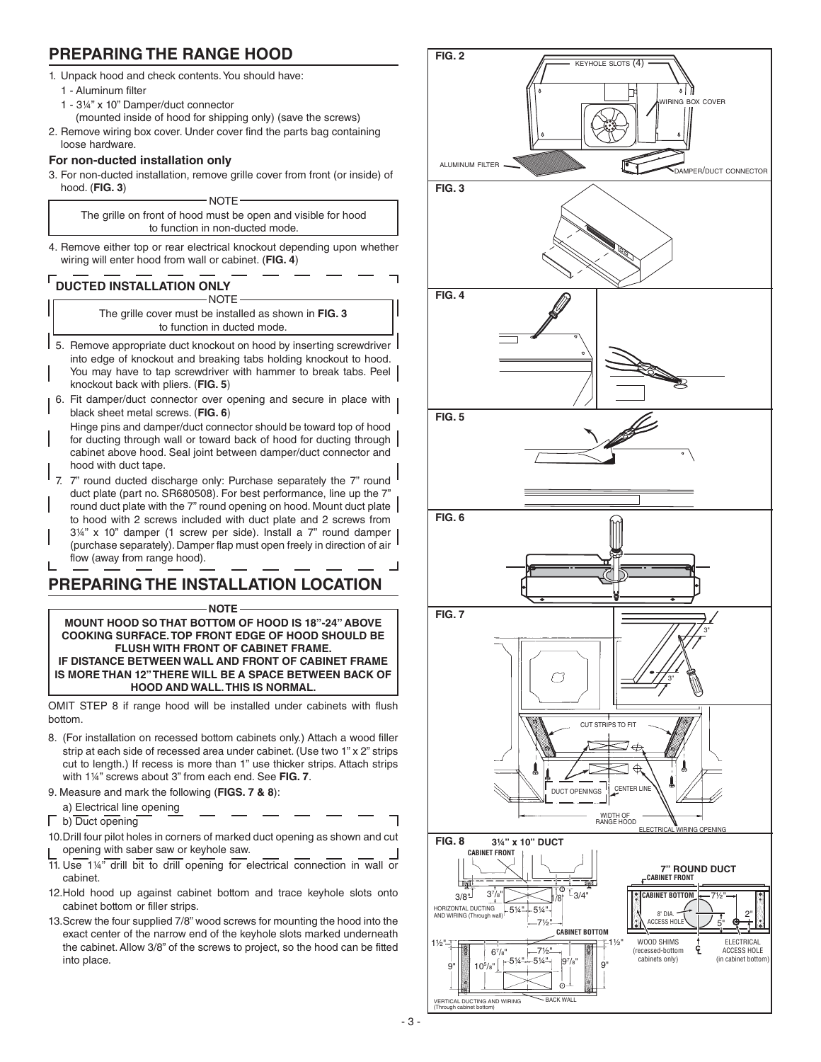## PREPARING THE RANGE HOOD

1. Unpack hood and check contents. You should have:
   1 - Aluminum filter
   1 - 3¼" x 10" Damper/duct connector
   (mounted inside of hood for shipping only) (save the screws)
2. Remove wiring box cover. Under cover find the parts bag containing loose hardware.

### For non-ducted installation only

3. For non-ducted installation, remove grille cover from front (or inside) of hood. (**FIG. 3**)

NOTE

The grille on front of hood must be open and visible for hood to function in non-ducted mode.

4. Remove either top or rear electrical knockout depending upon whether wiring will enter hood from wall or cabinet. (**FIG. 4**)

### DUCTED INSTALLATION ONLY

NOTE

The grille cover must be installed as shown in **FIG. 3** to function in ducted mode.

5. Remove appropriate duct knockout on hood by inserting screwdriver into edge of knockout and breaking tabs holding knockout to hood. You may have to tap screwdriver with hammer to break tabs. Peel knockout back with pliers. (**FIG. 5**)
6. Fit damper/duct connector over opening and secure in place with black sheet metal screws. (**FIG. 6**)
   Hinge pins and damper/duct connector should be toward top of hood for ducting through wall or toward back of hood for ducting through cabinet above hood. Seal joint between damper/duct connector and hood with duct tape.
7. 7" round ducted discharge only: Purchase separately the 7" round duct plate (part no. SR680508). For best performance, line up the 7" round duct plate with the 7" round opening on hood. Mount duct plate to hood with 2 screws included with duct plate and 2 screws from 3¼" x 10" damper (1 screw per side). Install a 7" round damper (purchase separately). Damper flap must open freely in direction of air flow (away from range hood).

## PREPARING THE INSTALLATION LOCATION

NOTE

**MOUNT HOOD SO THAT BOTTOM OF HOOD IS 18"-24" ABOVE COOKING SURFACE. TOP FRONT EDGE OF HOOD SHOULD BE FLUSH WITH FRONT OF CABINET FRAME.**
**IF DISTANCE BETWEEN WALL AND FRONT OF CABINET FRAME IS MORE THAN 12" THERE WILL BE A SPACE BETWEEN BACK OF HOOD AND WALL. THIS IS NORMAL.**

OMIT STEP 8 if range hood will be installed under cabinets with flush bottom.

8. (For installation on recessed bottom cabinets only.) Attach a wood filler strip at each side of recessed area under cabinet. (Use two 1" x 2" strips cut to length.) If recess is more than 1" use thicker strips. Attach strips with 1¼" screws about 3" from each end. See **FIG. 7**.
9. Measure and mark the following (**FIGS. 7 & 8**):
   a) Electrical line opening
   b) Duct opening
10. Drill four pilot holes in corners of marked duct opening as shown and cut opening with saber saw or keyhole saw.
11. Use 1¼" drill bit to drill opening for electrical connection in wall or cabinet.
12. Hold hood up against cabinet bottom and trace keyhole slots onto cabinet bottom or filler strips.
13. Screw the four supplied 7/8" wood screws for mounting the hood into the exact center of the narrow end of the keyhole slots marked underneath the cabinet. Allow 3/8" of the screws to project, so the hood can be fitted into place.

**FIG. 2**

KEYHOLE SLOTS (4) · WIRING BOX COVER · ALUMINUM FILTER · DAMPER/DUCT CONNECTOR

**FIG. 3**

**FIG. 4**

**FIG. 5**

**FIG. 6**

**FIG. 7**

3" · 3" · CUT STRIPS TO FIT · DUCT OPENINGS · CENTER LINE · WIDTH OF RANGE HOOD · ELECTRICAL WIRING OPENING

**FIG. 8** **3¼" x 10" DUCT**

CABINET FRONT · 3/8" · 3⅞" · 1/8" · 3/4" · HORIZONTAL DUCTING AND WIRING (Through wall) · 5¼" · 5¼" · 7½" · CABINET BOTTOM · 1½" · 6⅞" · 7½" · 1½" · 5¼" · 5¼" · 9" · 10⅝" · 9⅞" · 9" · VERTICAL DUCTING AND WIRING (Through cabinet bottom) · BACK WALL

**7" ROUND DUCT**

CABINET FRONT · CABINET BOTTOM · 7½" · 8" DIA. ACCESS HOLE · 2" · 5" · WOOD SHIMS (recessed-bottom cabinets only) · ℄ · ELECTRICAL ACCESS HOLE (in cabinet bottom)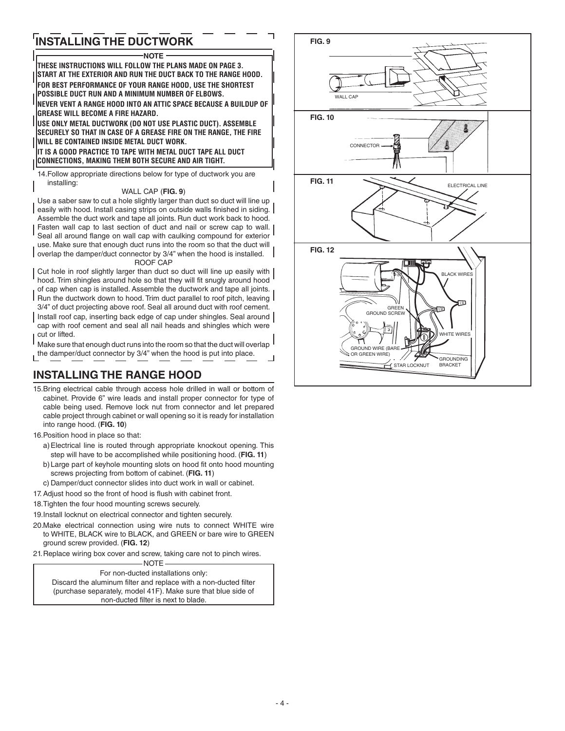## INSTALLING THE DUCTWORK

**NOTE**

**THESE INSTRUCTIONS WILL FOLLOW THE PLANS MADE ON PAGE 3. START AT THE EXTERIOR AND RUN THE DUCT BACK TO THE RANGE HOOD.**

**FOR BEST PERFORMANCE OF YOUR RANGE HOOD, USE THE SHORTEST POSSIBLE DUCT RUN AND A MINIMUM NUMBER OF ELBOWS.**

**NEVER VENT A RANGE HOOD INTO AN ATTIC SPACE BECAUSE A BUILDUP OF GREASE WILL BECOME A FIRE HAZARD.**

**USE ONLY METAL DUCTWORK (DO NOT USE PLASTIC DUCT). ASSEMBLE SECURELY SO THAT IN CASE OF A GREASE FIRE ON THE RANGE, THE FIRE WILL BE CONTAINED INSIDE METAL DUCT WORK.**

**IT IS A GOOD PRACTICE TO TAPE WITH METAL DUCT TAPE ALL DUCT CONNECTIONS, MAKING THEM BOTH SECURE AND AIR TIGHT.**

14. Follow appropriate directions below for type of ductwork you are installing:

WALL CAP (**FIG. 9**)

Use a saber saw to cut a hole slightly larger than duct so duct will line up easily with hood. Install casing strips on outside walls finished in siding. Assemble the duct work and tape all joints. Run duct work back to hood. Fasten wall cap to last section of duct and nail or screw cap to wall. Seal all around flange on wall cap with caulking compound for exterior use. Make sure that enough duct runs into the room so that the duct will overlap the damper/duct connector by 3/4" when the hood is installed.

ROOF CAP

Cut hole in roof slightly larger than duct so duct will line up easily with hood. Trim shingles around hole so that they will fit snugly around hood of cap when cap is installed. Assemble the ductwork and tape all joints. Run the ductwork down to hood. Trim duct parallel to roof pitch, leaving 3/4" of duct projecting above roof. Seal all around duct with roof cement. Install roof cap, inserting back edge of cap under shingles. Seal around cap with roof cement and seal all nail heads and shingles which were cut or lifted.

Make sure that enough duct runs into the room so that the duct will overlap the damper/duct connector by 3/4" when the hood is put into place.

## INSTALLING THE RANGE HOOD

15. Bring electrical cable through access hole drilled in wall or bottom of cabinet. Provide 6" wire leads and install proper connector for type of cable being used. Remove lock nut from connector and let prepared cable project through cabinet or wall opening so it is ready for installation into range hood. (**FIG. 10**)
16. Position hood in place so that:
    a) Electrical line is routed through appropriate knockout opening. This step will have to be accomplished while positioning hood. (**FIG. 11**)
    b) Large part of keyhole mounting slots on hood fit onto hood mounting screws projecting from bottom of cabinet. (**FIG. 11**)
    c) Damper/duct connector slides into duct work in wall or cabinet.
17. Adjust hood so the front of hood is flush with cabinet front.
18. Tighten the four hood mounting screws securely.
19. Install locknut on electrical connector and tighten securely.
20. Make electrical connection using wire nuts to connect WHITE wire to WHITE, BLACK wire to BLACK, and GREEN or bare wire to GREEN ground screw provided. (**FIG. 12**)
21. Replace wiring box cover and screw, taking care not to pinch wires.

NOTE

For non-ducted installations only:
Discard the aluminum filter and replace with a non-ducted filter (purchase separately, model 41F). Make sure that blue side of non-ducted filter is next to blade.

**FIG. 9**

WALL CAP

**FIG. 10**

CONNECTOR

**FIG. 11**

ELECTRICAL LINE

**FIG. 12**

BLACK WIRES
GREEN GROUND SCREW
WHITE WIRES
GROUND WIRE (BARE OR GREEN WIRE)
STAR LOCKNUT
GROUNDING BRACKET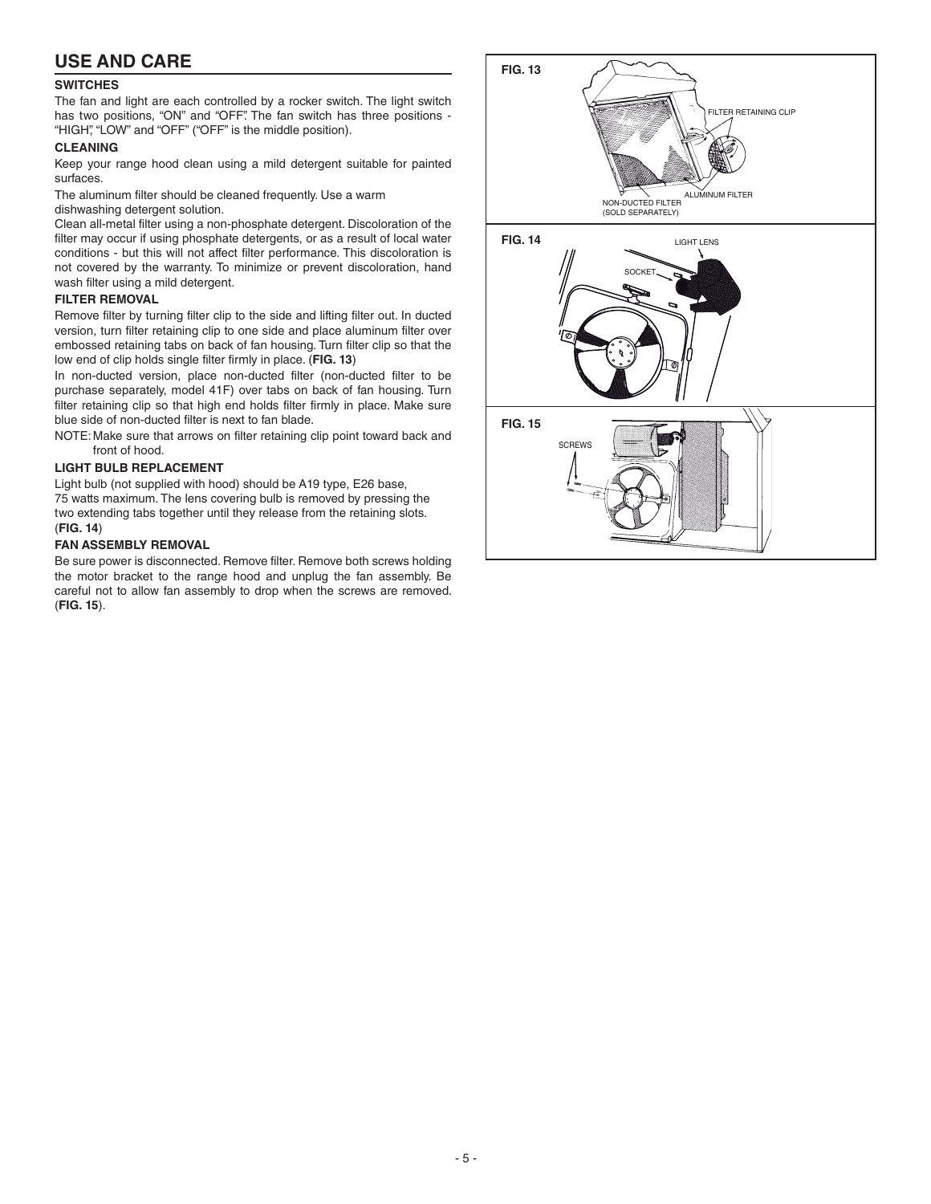# USE AND CARE

### SWITCHES

The fan and light are each controlled by a rocker switch. The light switch has two positions, "ON" and "OFF". The fan switch has three positions - "HIGH", "LOW" and "OFF" ("OFF" is the middle position).

### CLEANING

Keep your range hood clean using a mild detergent suitable for painted surfaces.

The aluminum filter should be cleaned frequently. Use a warm dishwashing detergent solution.

Clean all-metal filter using a non-phosphate detergent. Discoloration of the filter may occur if using phosphate detergents, or as a result of local water conditions - but this will not affect filter performance. This discoloration is not covered by the warranty. To minimize or prevent discoloration, hand wash filter using a mild detergent.

### FILTER REMOVAL

Remove filter by turning filter clip to the side and lifting filter out. In ducted version, turn filter retaining clip to one side and place aluminum filter over embossed retaining tabs on back of fan housing. Turn filter clip so that the low end of clip holds single filter firmly in place. (**FIG. 13**)

In non-ducted version, place non-ducted filter (non-ducted filter to be purchase separately, model 41F) over tabs on back of fan housing. Turn filter retaining clip so that high end holds filter firmly in place. Make sure blue side of non-ducted filter is next to fan blade.

NOTE: Make sure that arrows on filter retaining clip point toward back and front of hood.

### LIGHT BULB REPLACEMENT

Light bulb (not supplied with hood) should be A19 type, E26 base, 75 watts maximum. The lens covering bulb is removed by pressing the two extending tabs together until they release from the retaining slots. (**FIG. 14**)

### FAN ASSEMBLY REMOVAL

Be sure power is disconnected. Remove filter. Remove both screws holding the motor bracket to the range hood and unplug the fan assembly. Be careful not to allow fan assembly to drop when the screws are removed. (**FIG. 15**).

**FIG. 13**

FILTER RETAINING CLIP

ALUMINUM FILTER

NON-DUCTED FILTER (SOLD SEPARATELY)

**FIG. 14**

LIGHT LENS

SOCKET

**FIG. 15**

SCREWS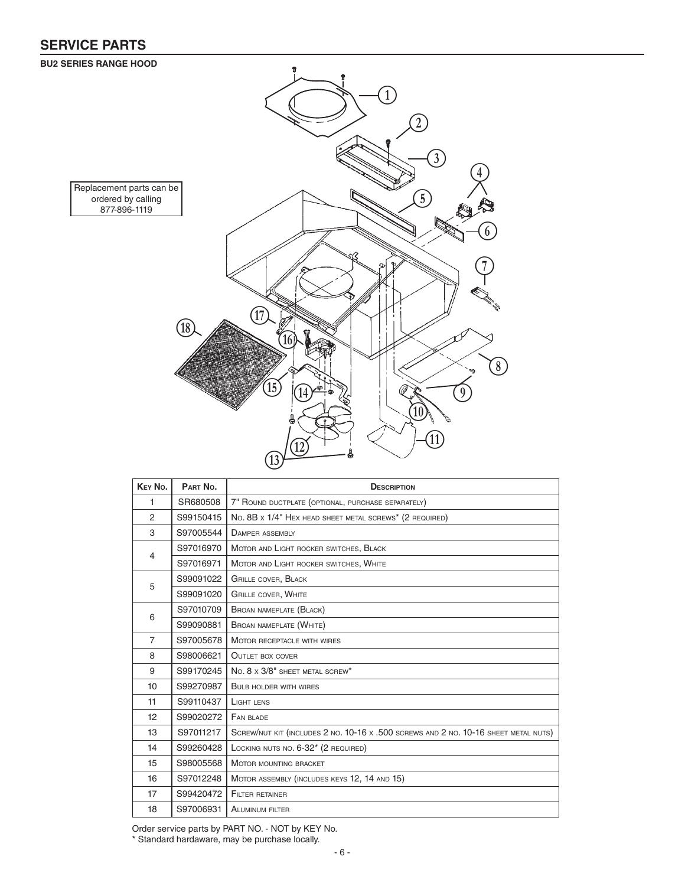## SERVICE PARTS

**BU2 SERIES RANGE HOOD**

Replacement parts can be ordered by calling 877-896-1119

| KEY NO. | PART NO. | DESCRIPTION |
|---|---|---|
| 1 | SR680508 | 7" ROUND DUCTPLATE (OPTIONAL, PURCHASE SEPARATELY) |
| 2 | S99150415 | NO. 8B X 1/4" HEX HEAD SHEET METAL SCREWS* (2 REQUIRED) |
| 3 | S97005544 | DAMPER ASSEMBLY |
| 4 | S97016970 | MOTOR AND LIGHT ROCKER SWITCHES, BLACK |
| | S97016971 | MOTOR AND LIGHT ROCKER SWITCHES, WHITE |
| 5 | S99091022 | GRILLE COVER, BLACK |
| | S99091020 | GRILLE COVER, WHITE |
| 6 | S97010709 | BROAN NAMEPLATE (BLACK) |
| | S99090881 | BROAN NAMEPLATE (WHITE) |
| 7 | S97005678 | MOTOR RECEPTACLE WITH WIRES |
| 8 | S98006621 | OUTLET BOX COVER |
| 9 | S99170245 | NO. 8 X 3/8" SHEET METAL SCREW* |
| 10 | S99270987 | BULB HOLDER WITH WIRES |
| 11 | S99110437 | LIGHT LENS |
| 12 | S99020272 | FAN BLADE |
| 13 | S97011217 | SCREW/NUT KIT (INCLUDES 2 NO. 10-16 X .500 SCREWS AND 2 NO. 10-16 SHEET METAL NUTS) |
| 14 | S99260428 | LOCKING NUTS NO. 6-32* (2 REQUIRED) |
| 15 | S98005568 | MOTOR MOUNTING BRACKET |
| 16 | S97012248 | MOTOR ASSEMBLY (INCLUDES KEYS 12, 14 AND 15) |
| 17 | S99420472 | FILTER RETAINER |
| 18 | S97006931 | ALUMINUM FILTER |

Order service parts by PART NO. - NOT by KEY No.

* Standard hardware, may be purchase locally.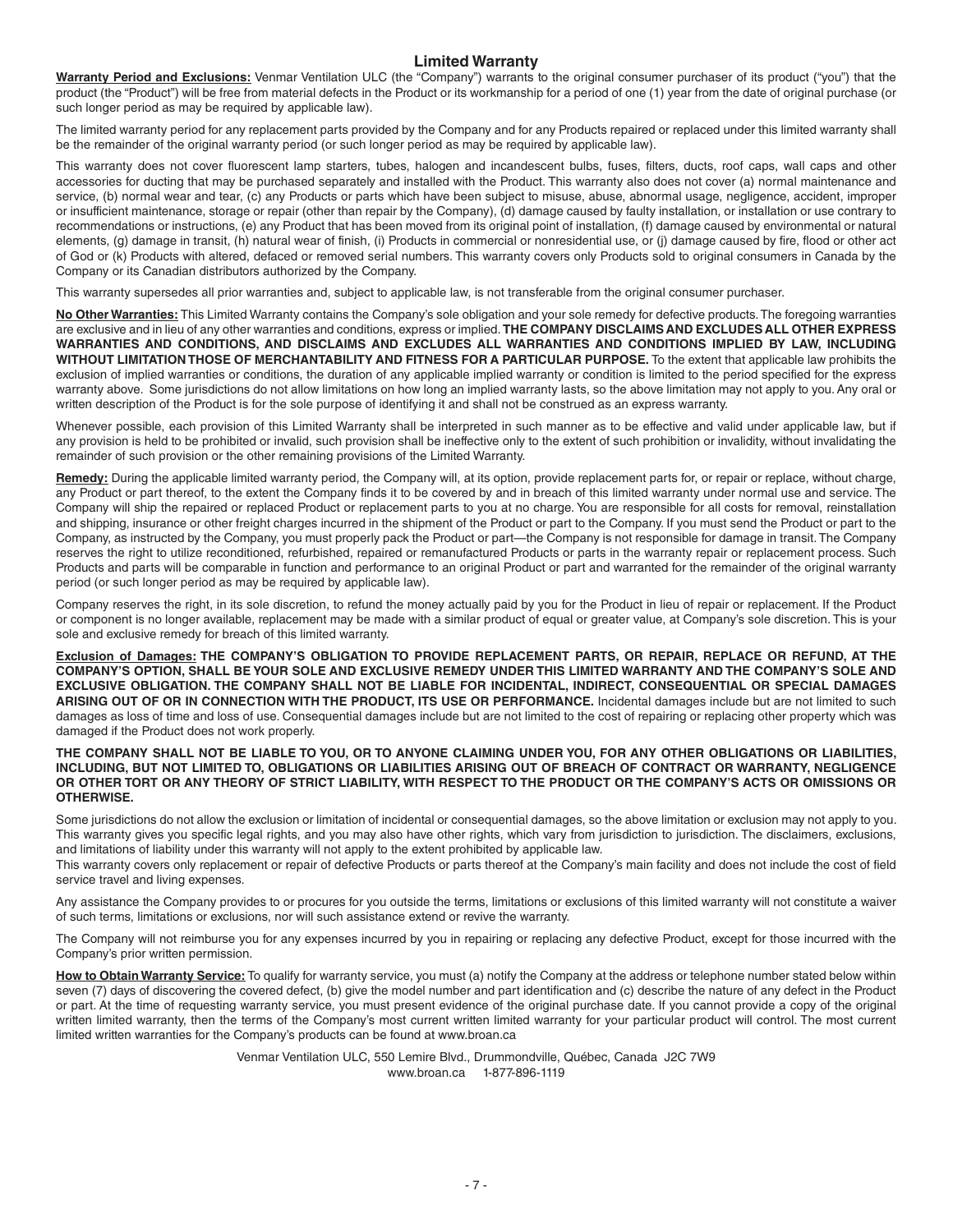## Limited Warranty

**Warranty Period and Exclusions:** Venmar Ventilation ULC (the "Company") warrants to the original consumer purchaser of its product ("you") that the product (the "Product") will be free from material defects in the Product or its workmanship for a period of one (1) year from the date of original purchase (or such longer period as may be required by applicable law).

The limited warranty period for any replacement parts provided by the Company and for any Products repaired or replaced under this limited warranty shall be the remainder of the original warranty period (or such longer period as may be required by applicable law).

This warranty does not cover fluorescent lamp starters, tubes, halogen and incandescent bulbs, fuses, filters, ducts, roof caps, wall caps and other accessories for ducting that may be purchased separately and installed with the Product. This warranty also does not cover (a) normal maintenance and service, (b) normal wear and tear, (c) any Products or parts which have been subject to misuse, abuse, abnormal usage, negligence, accident, improper or insufficient maintenance, storage or repair (other than repair by the Company), (d) damage caused by faulty installation, or installation or use contrary to recommendations or instructions, (e) any Product that has been moved from its original point of installation, (f) damage caused by environmental or natural elements, (g) damage in transit, (h) natural wear of finish, (i) Products in commercial or nonresidential use, or (j) damage caused by fire, flood or other act of God or (k) Products with altered, defaced or removed serial numbers. This warranty covers only Products sold to original consumers in Canada by the Company or its Canadian distributors authorized by the Company.

This warranty supersedes all prior warranties and, subject to applicable law, is not transferable from the original consumer purchaser.

**No Other Warranties:** This Limited Warranty contains the Company's sole obligation and your sole remedy for defective products. The foregoing warranties are exclusive and in lieu of any other warranties and conditions, express or implied. **THE COMPANY DISCLAIMS AND EXCLUDES ALL OTHER EXPRESS WARRANTIES AND CONDITIONS, AND DISCLAIMS AND EXCLUDES ALL WARRANTIES AND CONDITIONS IMPLIED BY LAW, INCLUDING WITHOUT LIMITATION THOSE OF MERCHANTABILITY AND FITNESS FOR A PARTICULAR PURPOSE.** To the extent that applicable law prohibits the exclusion of implied warranties or conditions, the duration of any applicable implied warranty or condition is limited to the period specified for the express warranty above. Some jurisdictions do not allow limitations on how long an implied warranty lasts, so the above limitation may not apply to you. Any oral or written description of the Product is for the sole purpose of identifying it and shall not be construed as an express warranty.

Whenever possible, each provision of this Limited Warranty shall be interpreted in such manner as to be effective and valid under applicable law, but if any provision is held to be prohibited or invalid, such provision shall be ineffective only to the extent of such prohibition or invalidity, without invalidating the remainder of such provision or the other remaining provisions of the Limited Warranty.

**Remedy:** During the applicable limited warranty period, the Company will, at its option, provide replacement parts for, or repair or replace, without charge, any Product or part thereof, to the extent the Company finds it to be covered by and in breach of this limited warranty under normal use and service. The Company will ship the repaired or replaced Product or replacement parts to you at no charge. You are responsible for all costs for removal, reinstallation and shipping, insurance or other freight charges incurred in the shipment of the Product or part to the Company. If you must send the Product or part to the Company, as instructed by the Company, you must properly pack the Product or part—the Company is not responsible for damage in transit. The Company reserves the right to utilize reconditioned, refurbished, repaired or remanufactured Products or parts in the warranty repair or replacement process. Such Products and parts will be comparable in function and performance to an original Product or part and warranted for the remainder of the original warranty period (or such longer period as may be required by applicable law).

Company reserves the right, in its sole discretion, to refund the money actually paid by you for the Product in lieu of repair or replacement. If the Product or component is no longer available, replacement may be made with a similar product of equal or greater value, at Company's sole discretion. This is your sole and exclusive remedy for breach of this limited warranty.

**Exclusion of Damages: THE COMPANY'S OBLIGATION TO PROVIDE REPLACEMENT PARTS, OR REPAIR, REPLACE OR REFUND, AT THE COMPANY'S OPTION, SHALL BE YOUR SOLE AND EXCLUSIVE REMEDY UNDER THIS LIMITED WARRANTY AND THE COMPANY'S SOLE AND EXCLUSIVE OBLIGATION. THE COMPANY SHALL NOT BE LIABLE FOR INCIDENTAL, INDIRECT, CONSEQUENTIAL OR SPECIAL DAMAGES ARISING OUT OF OR IN CONNECTION WITH THE PRODUCT, ITS USE OR PERFORMANCE.** Incidental damages include but are not limited to such damages as loss of time and loss of use. Consequential damages include but are not limited to the cost of repairing or replacing other property which was damaged if the Product does not work properly.

**THE COMPANY SHALL NOT BE LIABLE TO YOU, OR TO ANYONE CLAIMING UNDER YOU, FOR ANY OTHER OBLIGATIONS OR LIABILITIES, INCLUDING, BUT NOT LIMITED TO, OBLIGATIONS OR LIABILITIES ARISING OUT OF BREACH OF CONTRACT OR WARRANTY, NEGLIGENCE OR OTHER TORT OR ANY THEORY OF STRICT LIABILITY, WITH RESPECT TO THE PRODUCT OR THE COMPANY'S ACTS OR OMISSIONS OR OTHERWISE.**

Some jurisdictions do not allow the exclusion or limitation of incidental or consequential damages, so the above limitation or exclusion may not apply to you. This warranty gives you specific legal rights, and you may also have other rights, which vary from jurisdiction to jurisdiction. The disclaimers, exclusions, and limitations of liability under this warranty will not apply to the extent prohibited by applicable law.
This warranty covers only replacement or repair of defective Products or parts thereof at the Company's main facility and does not include the cost of field service travel and living expenses.

Any assistance the Company provides to or procures for you outside the terms, limitations or exclusions of this limited warranty will not constitute a waiver of such terms, limitations or exclusions, nor will such assistance extend or revive the warranty.

The Company will not reimburse you for any expenses incurred by you in repairing or replacing any defective Product, except for those incurred with the Company's prior written permission.

**How to Obtain Warranty Service:** To qualify for warranty service, you must (a) notify the Company at the address or telephone number stated below within seven (7) days of discovering the covered defect, (b) give the model number and part identification and (c) describe the nature of any defect in the Product or part. At the time of requesting warranty service, you must present evidence of the original purchase date. If you cannot provide a copy of the original written limited warranty, then the terms of the Company's most current written limited warranty for your particular product will control. The most current limited written warranties for the Company's products can be found at www.broan.ca

Venmar Ventilation ULC, 550 Lemire Blvd., Drummondville, Québec, Canada J2C 7W9
www.broan.ca 1-877-896-1119